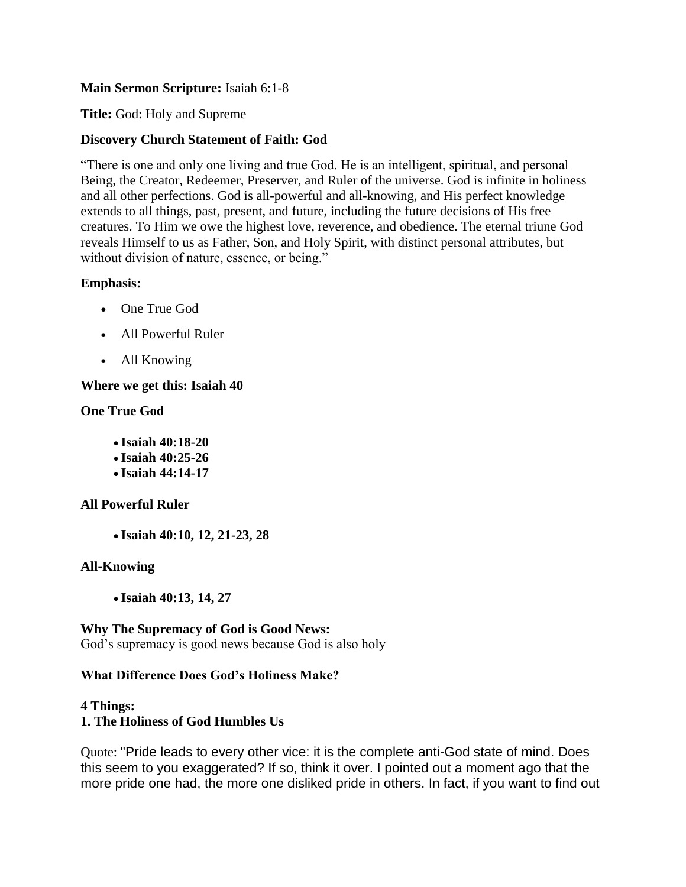**Main Sermon Scripture:** Isaiah 6:1-8

**Title:** God: Holy and Supreme

**Discovery Church Statement of Faith: God**

"There is one and only one living and true God. He is an intelligent, spiritual, and personal Being, the Creator, Redeemer, Preserver, and Ruler of the universe. God is infinite in holiness and all other perfections. God is all-powerful and all-knowing, and His perfect knowledge extends to all things, past, present, and future, including the future decisions of His free creatures. To Him we owe the highest love, reverence, and obedience. The eternal triune God reveals Himself to us as Father, Son, and Holy Spirit, with distinct personal attributes, but without division of nature, essence, or being."

**Emphasis:**

- One True God
- All Powerful Ruler
- All Knowing

**Where we get this: Isaiah 40**

**One True God**

- **Isaiah 40:18-20**
- **Isaiah 40:25-26**
- **Isaiah 44:14-17**

**All Powerful Ruler**

- **Isaiah 40:10, 12, 21-23, 28**

**All-Knowing**

- **Isaiah 40:13, 14, 27**

**Why The Supremacy of God is Good News:**
God's supremacy is good news because God is also holy

**What Difference Does God's Holiness Make?**

**4 Things:**
**1. The Holiness of God Humbles Us**

Quote: "Pride leads to every other vice: it is the complete anti-God state of mind. Does this seem to you exaggerated? If so, think it over. I pointed out a moment ago that the more pride one had, the more one disliked pride in others. In fact, if you want to find out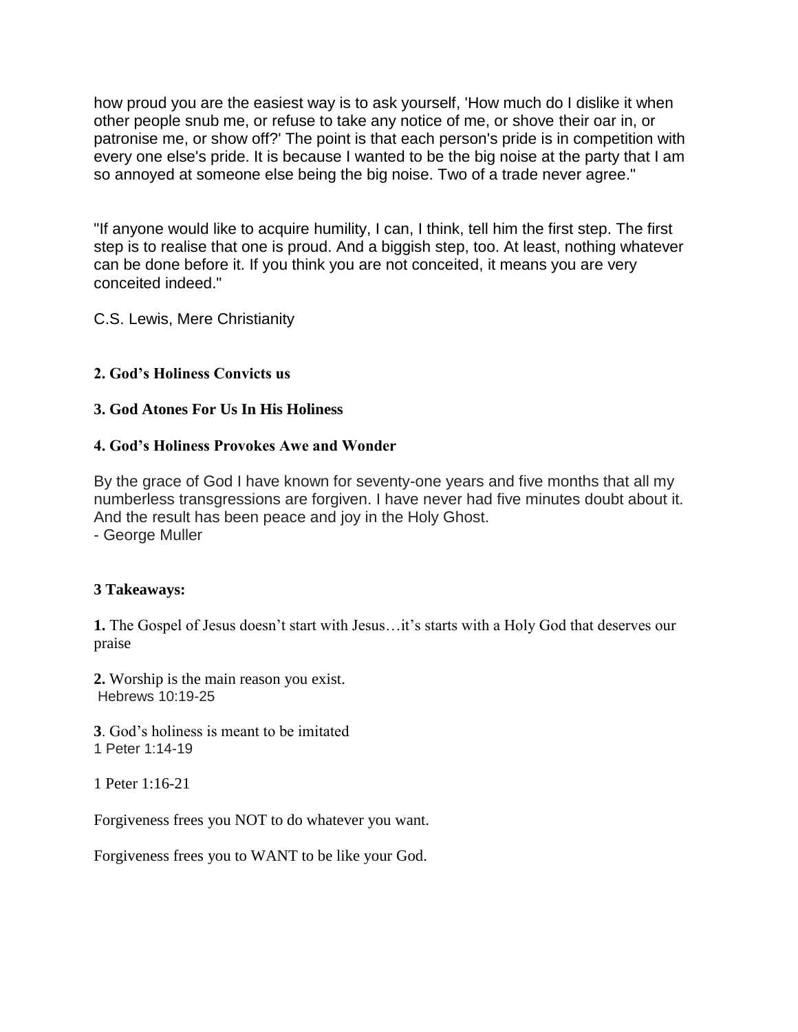how proud you are the easiest way is to ask yourself, 'How much do I dislike it when other people snub me, or refuse to take any notice of me, or shove their oar in, or patronise me, or show off?' The point is that each person's pride is in competition with every one else's pride. It is because I wanted to be the big noise at the party that I am so annoyed at someone else being the big noise. Two of a trade never agree."

"If anyone would like to acquire humility, I can, I think, tell him the first step. The first step is to realise that one is proud. And a biggish step, too. At least, nothing whatever can be done before it. If you think you are not conceited, it means you are very conceited indeed."

C.S. Lewis, Mere Christianity

**2. God's Holiness Convicts us**

**3. God Atones For Us In His Holiness**

**4. God's Holiness Provokes Awe and Wonder**

By the grace of God I have known for seventy-one years and five months that all my numberless transgressions are forgiven. I have never had five minutes doubt about it. And the result has been peace and joy in the Holy Ghost.
- George Muller

**3 Takeaways:**

**1.** The Gospel of Jesus doesn't start with Jesus…it's starts with a Holy God that deserves our praise

**2.** Worship is the main reason you exist.
Hebrews 10:19-25

**3**. God's holiness is meant to be imitated
1 Peter 1:14-19

1 Peter 1:16-21

Forgiveness frees you NOT to do whatever you want.

Forgiveness frees you to WANT to be like your God.